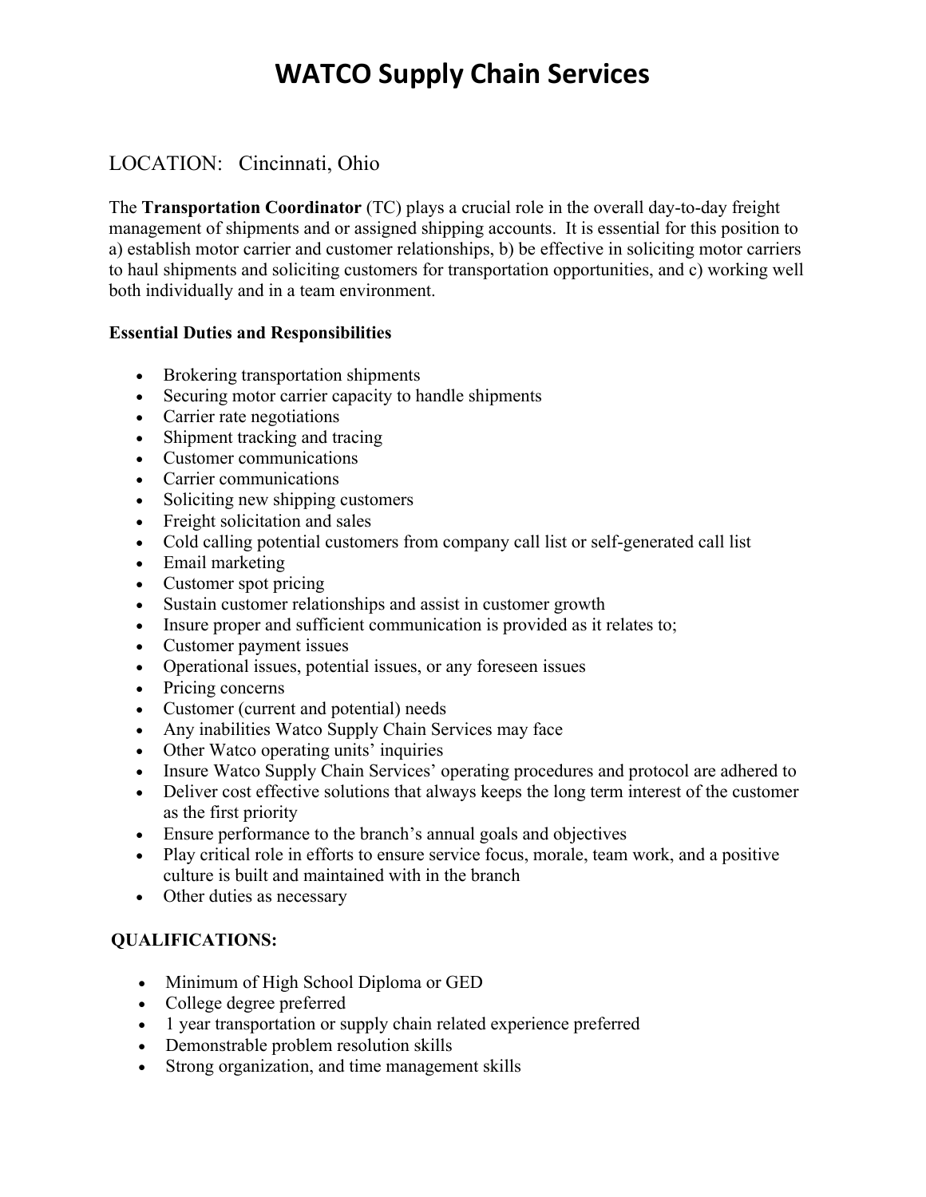# WATCO Supply Chain Services

LOCATION: Cincinnati, Ohio

The **Transportation Coordinator** (TC) plays a crucial role in the overall day-to-day freight management of shipments and or assigned shipping accounts. It is essential for this position to a) establish motor carrier and customer relationships, b) be effective in soliciting motor carriers to haul shipments and soliciting customers for transportation opportunities, and c) working well both individually and in a team environment.

**Essential Duties and Responsibilities**

- Brokering transportation shipments
- Securing motor carrier capacity to handle shipments
- Carrier rate negotiations
- Shipment tracking and tracing
- Customer communications
- Carrier communications
- Soliciting new shipping customers
- Freight solicitation and sales
- Cold calling potential customers from company call list or self-generated call list
- Email marketing
- Customer spot pricing
- Sustain customer relationships and assist in customer growth
- Insure proper and sufficient communication is provided as it relates to;
- Customer payment issues
- Operational issues, potential issues, or any foreseen issues
- Pricing concerns
- Customer (current and potential) needs
- Any inabilities Watco Supply Chain Services may face
- Other Watco operating units' inquiries
- Insure Watco Supply Chain Services' operating procedures and protocol are adhered to
- Deliver cost effective solutions that always keeps the long term interest of the customer as the first priority
- Ensure performance to the branch's annual goals and objectives
- Play critical role in efforts to ensure service focus, morale, team work, and a positive culture is built and maintained with in the branch
- Other duties as necessary

**QUALIFICATIONS:**

- Minimum of High School Diploma or GED
- College degree preferred
- 1 year transportation or supply chain related experience preferred
- Demonstrable problem resolution skills
- Strong organization, and time management skills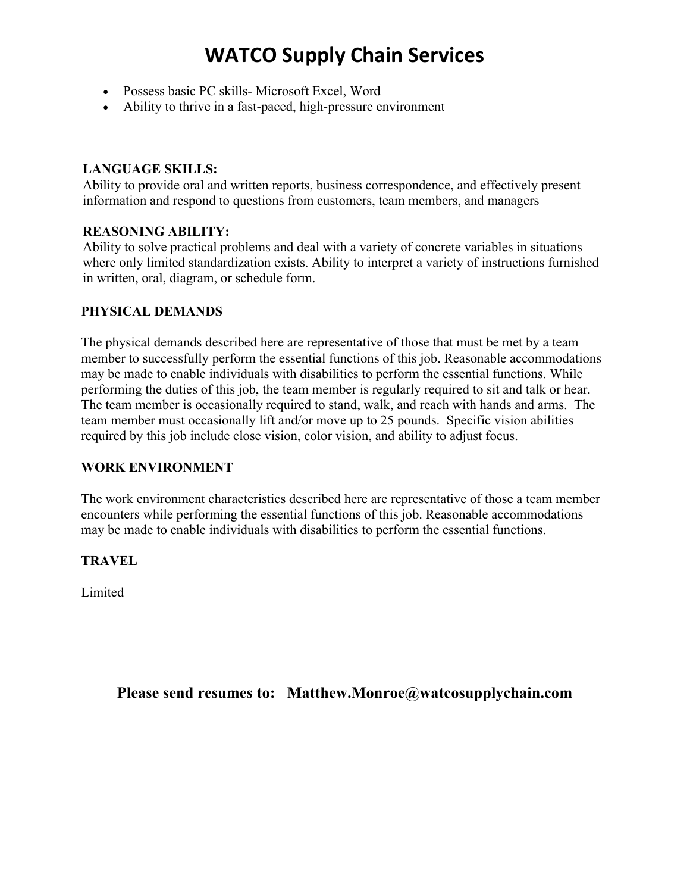# WATCO Supply Chain Services

- Possess basic PC skills- Microsoft Excel, Word
- Ability to thrive in a fast-paced, high-pressure environment

**LANGUAGE SKILLS:**
Ability to provide oral and written reports, business correspondence, and effectively present information and respond to questions from customers, team members, and managers

**REASONING ABILITY:**
Ability to solve practical problems and deal with a variety of concrete variables in situations where only limited standardization exists. Ability to interpret a variety of instructions furnished in written, oral, diagram, or schedule form.

**PHYSICAL DEMANDS**

The physical demands described here are representative of those that must be met by a team member to successfully perform the essential functions of this job. Reasonable accommodations may be made to enable individuals with disabilities to perform the essential functions. While performing the duties of this job, the team member is regularly required to sit and talk or hear. The team member is occasionally required to stand, walk, and reach with hands and arms. The team member must occasionally lift and/or move up to 25 pounds. Specific vision abilities required by this job include close vision, color vision, and ability to adjust focus.

**WORK ENVIRONMENT**

The work environment characteristics described here are representative of those a team member encounters while performing the essential functions of this job. Reasonable accommodations may be made to enable individuals with disabilities to perform the essential functions.

**TRAVEL**

Limited

**Please send resumes to: Matthew.Monroe@watcosupplychain.com**